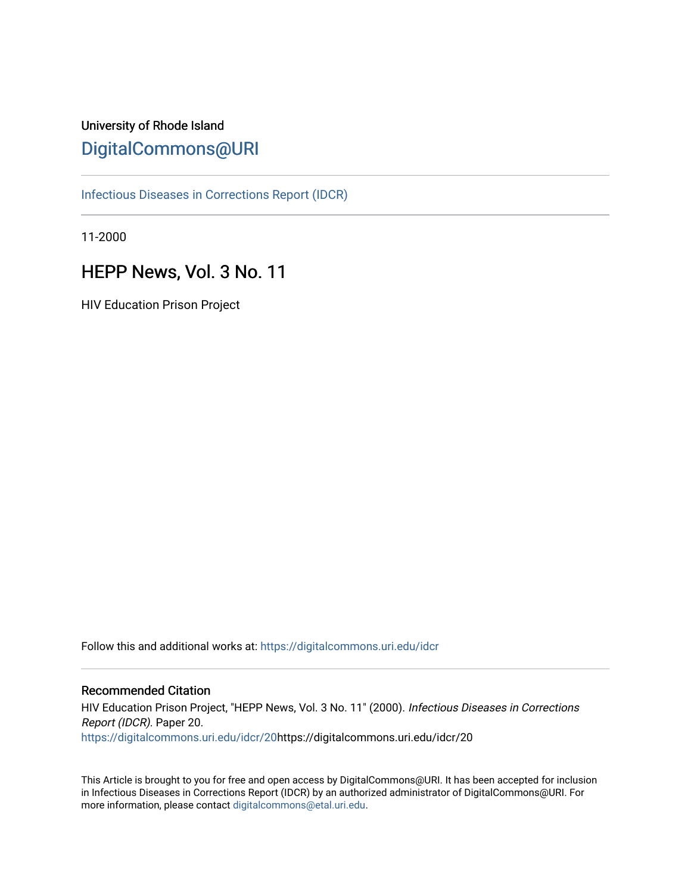University of Rhode Island

# DigitalCommons@URI

Infectious Diseases in Corrections Report (IDCR)

11-2000

## HEPP News, Vol. 3 No. 11

HIV Education Prison Project

Follow this and additional works at: https://digitalcommons.uri.edu/idcr

### Recommended Citation

HIV Education Prison Project, "HEPP News, Vol. 3 No. 11" (2000). *Infectious Diseases in Corrections Report (IDCR).* Paper 20.
https://digitalcommons.uri.edu/idcr/20https://digitalcommons.uri.edu/idcr/20

This Article is brought to you for free and open access by DigitalCommons@URI. It has been accepted for inclusion in Infectious Diseases in Corrections Report (IDCR) by an authorized administrator of DigitalCommons@URI. For more information, please contact digitalcommons@etal.uri.edu.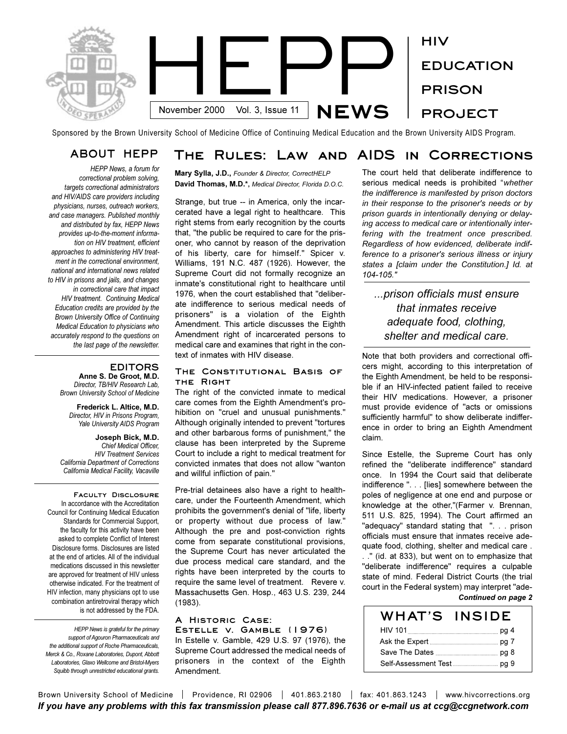# HEPP NEWS

November 2000 Vol. 3, Issue 11

HIV EDUCATION PRISON PROJECT

Sponsored by the Brown University School of Medicine Office of Continuing Medical Education and the Brown University AIDS Program.

## ABOUT HEPP

*HEPP News, a forum for correctional problem solving, targets correctional administrators and HIV/AIDS care providers including physicians, nurses, outreach workers, and case managers. Published monthly and distributed by fax, HEPP News provides up-to-the-moment information on HIV treatment, efficient approaches to administering HIV treatment in the correctional environment, national and international news related to HIV in prisons and jails, and changes in correctional care that impact HIV treatment. Continuing Medical Education credits are provided by the Brown University Office of Continuing Medical Education to physicians who accurately respond to the questions on the last page of the newsletter.*

### EDITORS

**Anne S. De Groot, M.D.**
*Director, TB/HIV Research Lab, Brown University School of Medicine*

**Frederick L. Altice, M.D.**
*Director, HIV in Prisons Program, Yale University AIDS Program*

**Joseph Bick, M.D.**
*Chief Medical Officer, HIV Treatment Services California Department of Corrections California Medical Facility, Vacaville*

### Faculty Disclosure

In accordance with the Accreditation Council for Continuing Medical Education Standards for Commercial Support, the faculty for this activity have been asked to complete Conflict of Interest Disclosure forms. Disclosures are listed at the end of articles. All of the individual medications discussed in this newsletter are approved for treatment of HIV unless otherwise indicated. For the treatment of HIV infection, many physicians opt to use combination antiretroviral therapy which is not addressed by the FDA.

*HEPP News is grateful for the primary support of Agouron Pharmaceuticals and the additional support of Roche Pharmaceuticals, Merck & Co., Roxane Laboratories, Dupont, Abbott Laboratories, Glaxo Wellcome and Bristol-Myers Squibb through unrestricted educational grants.*

## The Rules: Law and AIDS in Corrections

**Mary Sylla, J.D.,** *Founder & Director, CorrectHELP*
**David Thomas, M.D.\*,** *Medical Director, Florida D.O.C.*

Strange, but true -- in America, only the incarcerated have a legal right to healthcare. This right stems from early recognition by the courts that, "the public be required to care for the prisoner, who cannot by reason of the deprivation of his liberty, care for himself." Spicer v. Williams, 191 N.C. 487 (1926). However, the Supreme Court did not formally recognize an inmate's constitutional right to healthcare until 1976, when the court established that "deliberate indifference to serious medical needs of prisoners" is a violation of the Eighth Amendment. This article discusses the Eighth Amendment right of incarcerated persons to medical care and examines that right in the context of inmates with HIV disease.

### The Constitutional Basis of the Right

The right of the convicted inmate to medical care comes from the Eighth Amendment's prohibition on "cruel and unusual punishments." Although originally intended to prevent "tortures and other barbarous forms of punishment," the clause has been interpreted by the Supreme Court to include a right to medical treatment for convicted inmates that does not allow "wanton and willful infliction of pain."

Pre-trial detainees also have a right to healthcare, under the Fourteenth Amendment, which prohibits the government's denial of "life, liberty or property without due process of law." Although the pre and post-conviction rights come from separate constitutional provisions, the Supreme Court has never articulated the due process medical care standard, and the rights have been interpreted by the courts to require the same level of treatment. Revere v. Massachusetts Gen. Hosp., 463 U.S. 239, 244 (1983).

### A Historic Case: Estelle v. Gamble (1976)

In Estelle v. Gamble, 429 U.S. 97 (1976), the Supreme Court addressed the medical needs of prisoners in the context of the Eighth Amendment.

The court held that deliberate indifference to serious medical needs is prohibited "*whether the indifference is manifested by prison doctors in their response to the prisoner's needs or by prison guards in intentionally denying or delaying access to medical care or intentionally interfering with the treatment once prescribed. Regardless of how evidenced, deliberate indifference to a prisoner's serious illness or injury states a [claim under the Constitution.] Id. at 104-105.*"

> *...prison officials must ensure that inmates receive adequate food, clothing, shelter and medical care.*

Note that both providers and correctional officers might, according to this interpretation of the Eighth Amendment, be held to be responsible if an HIV-infected patient failed to receive their HIV medications. However, a prisoner must provide evidence of "acts or omissions sufficiently harmful" to show deliberate indifference in order to bring an Eighth Amendment claim.

Since Estelle, the Supreme Court has only refined the "deliberate indifference" standard once. In 1994 the Court said that deliberate indifference ". . . [lies] somewhere between the poles of negligence at one end and purpose or knowledge at the other,"(Farmer v. Brennan, 511 U.S. 825, 1994). The Court affirmed an "adequacy" standard stating that ". . . prison officials must ensure that inmates receive adequate food, clothing, shelter and medical care . . ." (id. at 833), but went on to emphasize that "deliberate indifference" requires a culpable state of mind. Federal District Courts (the trial court in the Federal system) may interpret "ade-

***Continued on page 2***

## WHAT'S INSIDE

| | |
|---|---|
| HIV 101 | pg 4 |
| Ask the Expert | pg 7 |
| Save The Dates | pg 8 |
| Self-Assessment Test | pg 9 |

Brown University School of Medicine | Providence, RI 02906 | 401.863.2180 | fax: 401.863.1243 | www.hivcorrections.org

***If you have any problems with this fax transmission please call 877.896.7636 or e-mail us at ccg@ccgnetwork.com***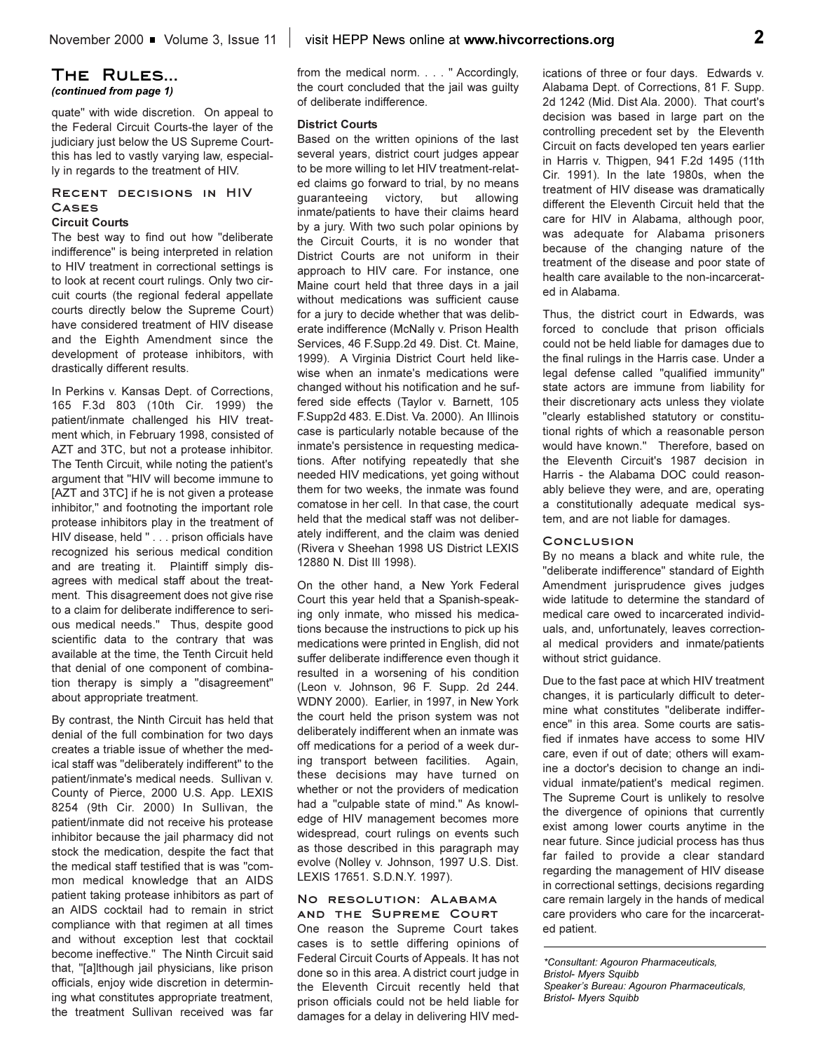## The Rules...

*(continued from page 1)*

quate" with wide discretion. On appeal to the Federal Circuit Courts-the layer of the judiciary just below the US Supreme Court-this has led to vastly varying law, especially in regards to the treatment of HIV.

### Recent decisions in HIV Cases

**Circuit Courts**

The best way to find out how "deliberate indifference" is being interpreted in relation to HIV treatment in correctional settings is to look at recent court rulings. Only two circuit courts (the regional federal appellate courts directly below the Supreme Court) have considered treatment of HIV disease and the Eighth Amendment since the development of protease inhibitors, with drastically different results.

In Perkins v. Kansas Dept. of Corrections, 165 F.3d 803 (10th Cir. 1999) the patient/inmate challenged his HIV treatment which, in February 1998, consisted of AZT and 3TC, but not a protease inhibitor. The Tenth Circuit, while noting the patient's argument that "HIV will become immune to [AZT and 3TC] if he is not given a protease inhibitor," and footnoting the important role protease inhibitors play in the treatment of HIV disease, held " . . . prison officials have recognized his serious medical condition and are treating it. Plaintiff simply disagrees with medical staff about the treatment. This disagreement does not give rise to a claim for deliberate indifference to serious medical needs." Thus, despite good scientific data to the contrary that was available at the time, the Tenth Circuit held that denial of one component of combination therapy is simply a "disagreement" about appropriate treatment.

By contrast, the Ninth Circuit has held that denial of the full combination for two days creates a triable issue of whether the medical staff was "deliberately indifferent" to the patient/inmate's medical needs. Sullivan v. County of Pierce, 2000 U.S. App. LEXIS 8254 (9th Cir. 2000) In Sullivan, the patient/inmate did not receive his protease inhibitor because the jail pharmacy did not stock the medication, despite the fact that the medical staff testified that is was "common medical knowledge that an AIDS patient taking protease inhibitors as part of an AIDS cocktail had to remain in strict compliance with that regimen at all times and without exception lest that cocktail become ineffective." The Ninth Circuit said that, "[a]lthough jail physicians, like prison officials, enjoy wide discretion in determining what constitutes appropriate treatment, the treatment Sullivan received was far from the medical norm. . . . " Accordingly, the court concluded that the jail was guilty of deliberate indifference.

**District Courts**

Based on the written opinions of the last several years, district court judges appear to be more willing to let HIV treatment-related claims go forward to trial, by no means guaranteeing victory, but allowing inmate/patients to have their claims heard by a jury. With two such polar opinions by the Circuit Courts, it is no wonder that District Courts are not uniform in their approach to HIV care. For instance, one Maine court held that three days in a jail without medications was sufficient cause for a jury to decide whether that was deliberate indifference (McNally v. Prison Health Services, 46 F.Supp.2d 49. Dist. Ct. Maine, 1999). A Virginia District Court held likewise when an inmate's medications were changed without his notification and he suffered side effects (Taylor v. Barnett, 105 F.Supp2d 483. E.Dist. Va. 2000). An Illinois case is particularly notable because of the inmate's persistence in requesting medications. After notifying repeatedly that she needed HIV medications, yet going without them for two weeks, the inmate was found comatose in her cell. In that case, the court held that the medical staff was not deliberately indifferent, and the claim was denied (Rivera v Sheehan 1998 US District LEXIS 12880 N. Dist Ill 1998).

On the other hand, a New York Federal Court this year held that a Spanish-speaking only inmate, who missed his medications because the instructions to pick up his medications were printed in English, did not suffer deliberate indifference even though it resulted in a worsening of his condition (Leon v. Johnson, 96 F. Supp. 2d 244. WDNY 2000). Earlier, in 1997, in New York the court held the prison system was not deliberately indifferent when an inmate was off medications for a period of a week during transport between facilities. Again, these decisions may have turned on whether or not the providers of medication had a "culpable state of mind." As knowledge of HIV management becomes more widespread, court rulings on events such as those described in this paragraph may evolve (Nolley v. Johnson, 1997 U.S. Dist. LEXIS 17651. S.D.N.Y. 1997).

### No resolution: Alabama and the Supreme Court

One reason the Supreme Court takes cases is to settle differing opinions of Federal Circuit Courts of Appeals. It has not done so in this area. A district court judge in the Eleventh Circuit recently held that prison officials could not be held liable for damages for a delay in delivering HIV medications of three or four days. Edwards v. Alabama Dept. of Corrections, 81 F. Supp. 2d 1242 (Mid. Dist Ala. 2000). That court's decision was based in large part on the controlling precedent set by the Eleventh Circuit on facts developed ten years earlier in Harris v. Thigpen, 941 F.2d 1495 (11th Cir. 1991). In the late 1980s, when the treatment of HIV disease was dramatically different the Eleventh Circuit held that the care for HIV in Alabama, although poor, was adequate for Alabama prisoners because of the changing nature of the treatment of the disease and poor state of health care available to the non-incarcerated in Alabama.

Thus, the district court in Edwards, was forced to conclude that prison officials could not be held liable for damages due to the final rulings in the Harris case. Under a legal defense called "qualified immunity" state actors are immune from liability for their discretionary acts unless they violate "clearly established statutory or constitutional rights of which a reasonable person would have known." Therefore, based on the Eleventh Circuit's 1987 decision in Harris - the Alabama DOC could reasonably believe they were, and are, operating a constitutionally adequate medical system, and are not liable for damages.

### Conclusion

By no means a black and white rule, the "deliberate indifference" standard of Eighth Amendment jurisprudence gives judges wide latitude to determine the standard of medical care owed to incarcerated individuals, and, unfortunately, leaves correctional medical providers and inmate/patients without strict guidance.

Due to the fast pace at which HIV treatment changes, it is particularly difficult to determine what constitutes "deliberate indifference" in this area. Some courts are satisfied if inmates have access to some HIV care, even if out of date; others will examine a doctor's decision to change an individual inmate/patient's medical regimen. The Supreme Court is unlikely to resolve the divergence of opinions that currently exist among lower courts anytime in the near future. Since judicial process has thus far failed to provide a clear standard regarding the management of HIV disease in correctional settings, decisions regarding care remain largely in the hands of medical care providers who care for the incarcerated patient.

---

*\*Consultant: Agouron Pharmaceuticals, Bristol- Myers Squibb*
*Speaker's Bureau: Agouron Pharmaceuticals, Bristol- Myers Squibb*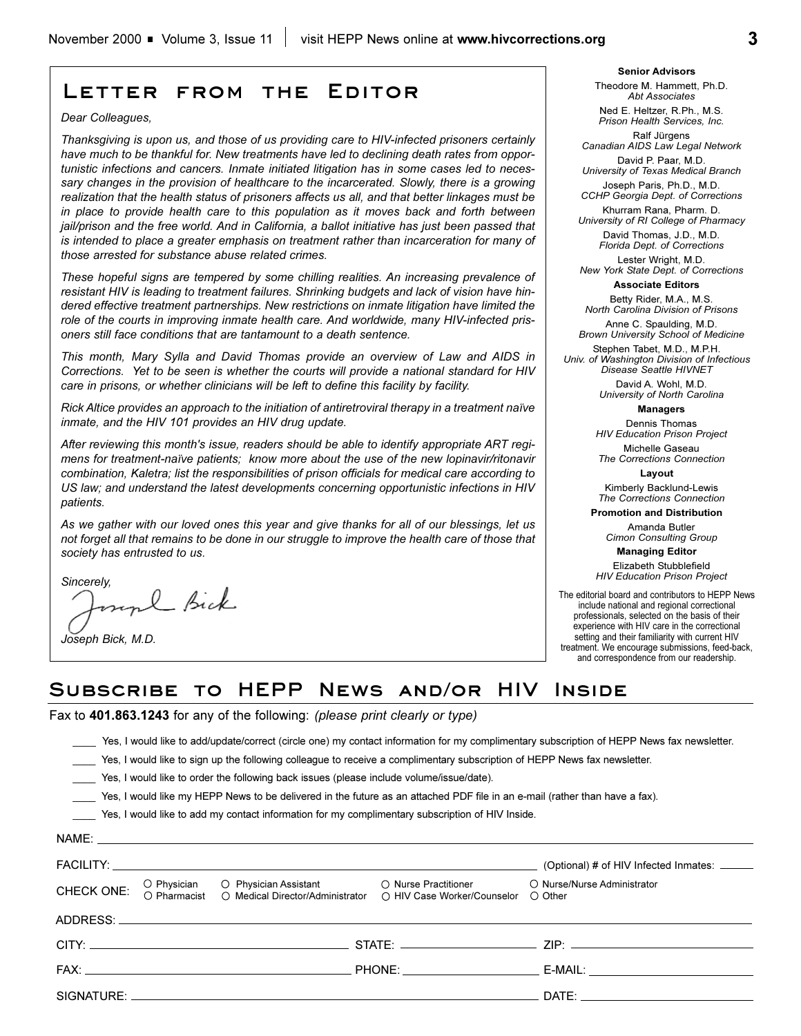# Letter from the Editor

*Dear Colleagues,*

*Thanksgiving is upon us, and those of us providing care to HIV-infected prisoners certainly have much to be thankful for. New treatments have led to declining death rates from opportunistic infections and cancers. Inmate initiated litigation has in some cases led to necessary changes in the provision of healthcare to the incarcerated. Slowly, there is a growing realization that the health status of prisoners affects us all, and that better linkages must be in place to provide health care to this population as it moves back and forth between jail/prison and the free world. And in California, a ballot initiative has just been passed that is intended to place a greater emphasis on treatment rather than incarceration for many of those arrested for substance abuse related crimes.*

*These hopeful signs are tempered by some chilling realities. An increasing prevalence of resistant HIV is leading to treatment failures. Shrinking budgets and lack of vision have hindered effective treatment partnerships. New restrictions on inmate litigation have limited the role of the courts in improving inmate health care. And worldwide, many HIV-infected prisoners still face conditions that are tantamount to a death sentence.*

*This month, Mary Sylla and David Thomas provide an overview of Law and AIDS in Corrections. Yet to be seen is whether the courts will provide a national standard for HIV care in prisons, or whether clinicians will be left to define this facility by facility.*

*Rick Altice provides an approach to the initiation of antiretroviral therapy in a treatment naïve inmate, and the HIV 101 provides an HIV drug update.*

*After reviewing this month's issue, readers should be able to identify appropriate ART regimens for treatment-naïve patients; know more about the use of the new lopinavir/ritonavir combination, Kaletra; list the responsibilities of prison officials for medical care according to US law; and understand the latest developments concerning opportunistic infections in HIV patients.*

*As we gather with our loved ones this year and give thanks for all of our blessings, let us not forget all that remains to be done in our struggle to improve the health care of those that society has entrusted to us.*

*Sincerely,*

*Joseph Bick, M.D.*

**Senior Advisors**

Theodore M. Hammett, Ph.D.
*Abt Associates*

Ned E. Heltzer, R.Ph., M.S.
*Prison Health Services, Inc.*

Ralf Jürgens
*Canadian AIDS Law Legal Network*

David P. Paar, M.D.
*University of Texas Medical Branch*

Joseph Paris, Ph.D., M.D.
*CCHP Georgia Dept. of Corrections*

Khurram Rana, Pharm. D.
*University of RI College of Pharmacy*

David Thomas, J.D., M.D.
*Florida Dept. of Corrections*

Lester Wright, M.D.
*New York State Dept. of Corrections*

**Associate Editors**

Betty Rider, M.A., M.S.
*North Carolina Division of Prisons*

Anne C. Spaulding, M.D.
*Brown University School of Medicine*

Stephen Tabet, M.D., M.P.H.
*Univ. of Washington Division of Infectious Disease Seattle HIVNET*

David A. Wohl, M.D.
*University of North Carolina*

**Managers**

Dennis Thomas
*HIV Education Prison Project*

Michelle Gaseau
*The Corrections Connection*

**Layout**

Kimberly Backlund-Lewis
*The Corrections Connection*

**Promotion and Distribution**

Amanda Butler
*Cimon Consulting Group*

**Managing Editor**

Elizabeth Stubblefield
*HIV Education Prison Project*

The editorial board and contributors to HEPP News include national and regional correctional professionals, selected on the basis of their experience with HIV care in the correctional setting and their familiarity with current HIV treatment. We encourage submissions, feed-back, and correspondence from our readership.

# Subscribe to HEPP News and/or HIV Inside

Fax to **401.863.1243** for any of the following: *(please print clearly or type)*

____ Yes, I would like to add/update/correct (circle one) my contact information for my complimentary subscription of HEPP News fax newsletter.

____ Yes, I would like to sign up the following colleague to receive a complimentary subscription of HEPP News fax newsletter.

____ Yes, I would like to order the following back issues (please include volume/issue/date).

____ Yes, I would like my HEPP News to be delivered in the future as an attached PDF file in an e-mail (rather than have a fax).

____ Yes, I would like to add my contact information for my complimentary subscription of HIV Inside.

NAME: ____________________

FACILITY: ____________________ (Optional) # of HIV Infected Inmates: ______

CHECK ONE: ○ Physician ○ Pharmacist ○ Physician Assistant ○ Medical Director/Administrator ○ Nurse Practitioner ○ HIV Case Worker/Counselor ○ Nurse/Nurse Administrator ○ Other

ADDRESS: ____________________

CITY: ____________________ STATE: ____________________ ZIP: ____________________

FAX: ____________________ PHONE: ____________________ E-MAIL: ____________________

SIGNATURE: ____________________ DATE: ____________________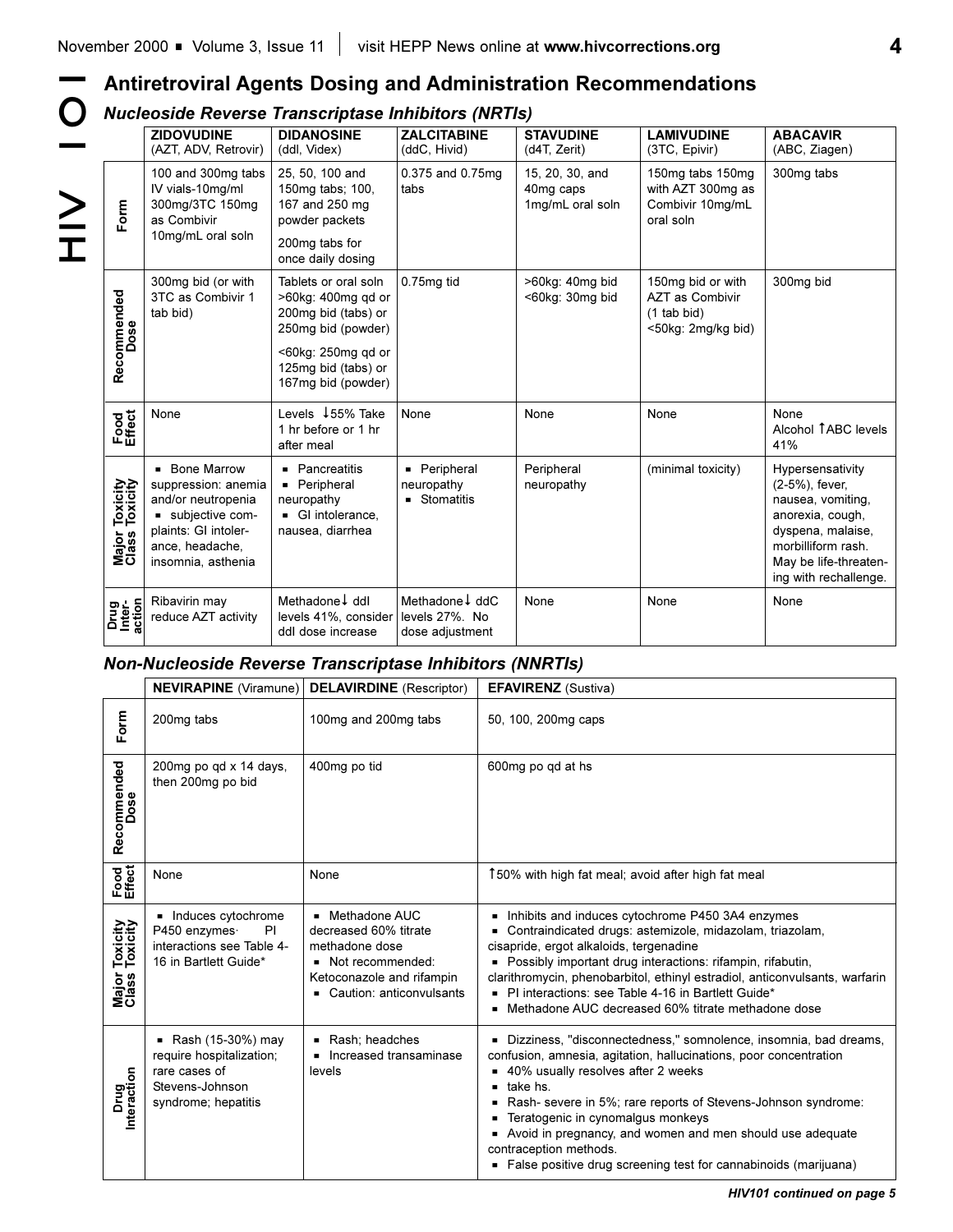## Antiretroviral Agents Dosing and Administration Recommendations

### *Nucleoside Reverse Transcriptase Inhibitors (NRTIs)*

| | **ZIDOVUDINE** (AZT, ADV, Retrovir) | **DIDANOSINE** (ddI, Videx) | **ZALCITABINE** (ddC, Hivid) | **STAVUDINE** (d4T, Zerit) | **LAMIVUDINE** (3TC, Epivir) | **ABACAVIR** (ABC, Ziagen) |
|---|---|---|---|---|---|---|
| **Form** | 100 and 300mg tabs IV vials-10mg/ml 300mg/3TC 150mg as Combivir 10mg/mL oral soln | 25, 50, 100 and 150mg tabs; 100, 167 and 250 mg powder packets<br>200mg tabs for once daily dosing | 0.375 and 0.75mg tabs | 15, 20, 30, and 40mg caps 1mg/mL oral soln | 150mg tabs 150mg with AZT 300mg as Combivir 10mg/mL oral soln | 300mg tabs |
| **Recommended Dose** | 300mg bid (or with 3TC as Combivir 1 tab bid) | Tablets or oral soln >60kg: 400mg qd or 200mg bid (tabs) or 250mg bid (powder)<br><60kg: 250mg qd or 125mg bid (tabs) or 167mg bid (powder) | 0.75mg tid | >60kg: 40mg bid <60kg: 30mg bid | 150mg bid or with AZT as Combivir (1 tab bid) <50kg: 2mg/kg bid) | 300mg bid |
| **Food Effect** | None | Levels ↓55% Take 1 hr before or 1 hr after meal | None | None | None | None<br>Alcohol ↑ABC levels 41% |
| **Major Toxicity Class Toxicity** | ▪ Bone Marrow suppression: anemia and/or neutropenia<br>▪ subjective complaints: GI intolerance, headache, insomnia, asthenia | ▪ Pancreatitis<br>▪ Peripheral neuropathy<br>▪ GI intolerance, nausea, diarrhea | ▪ Peripheral neuropathy<br>▪ Stomatitis | Peripheral neuropathy | (minimal toxicity) | Hypersensativity (2-5%), fever, nausea, vomiting, anorexia, cough, dyspena, malaise, morbilliform rash. May be life-threatening with rechallenge. |
| **Drug Interaction** | Ribavirin may reduce AZT activity | Methadone↓ ddI levels 41%, consider ddI dose increase | Methadone↓ ddC levels 27%. No dose adjustment | None | None | None |

### *Non-Nucleoside Reverse Transcriptase Inhibitors (NNRTIs)*

| | **NEVIRAPINE** (Viramune) | **DELAVIRDINE** (Rescriptor) | **EFAVIRENZ** (Sustiva) |
|---|---|---|---|
| **Form** | 200mg tabs | 100mg and 200mg tabs | 50, 100, 200mg caps |
| **Recommended Dose** | 200mg po qd x 14 days, then 200mg po bid | 400mg po tid | 600mg po qd at hs |
| **Food Effect** | None | None | ↑50% with high fat meal; avoid after high fat meal |
| **Major Toxicity Class Toxicity** | ▪ Induces cytochrome P450 enzymes· PI interactions see Table 4-16 in Bartlett Guide* | ▪ Methadone AUC decreased 60% titrate methadone dose<br>▪ Not recommended: Ketoconazole and rifampin<br>▪ Caution: anticonvulsants | ▪ Inhibits and induces cytochrome P450 3A4 enzymes<br>▪ Contraindicated drugs: astemizole, midazolam, triazolam, cisapride, ergot alkaloids, tergenadine<br>▪ Possibly important drug interactions: rifampin, rifabutin, clarithromycin, phenobarbitol, ethinyl estradiol, anticonvulsants, warfarin<br>▪ PI interactions: see Table 4-16 in Bartlett Guide*<br>▪ Methadone AUC decreased 60% titrate methadone dose |
| **Drug Interaction** | ▪ Rash (15-30%) may require hospitalization; rare cases of Stevens-Johnson syndrome; hepatitis | ▪ Rash; headches<br>▪ Increased transaminase levels | ▪ Dizziness, "disconnectedness," somnolence, insomnia, bad dreams, confusion, amnesia, agitation, hallucinations, poor concentration<br>▪ 40% usually resolves after 2 weeks<br>▪ take hs.<br>▪ Rash- severe in 5%; rare reports of Stevens-Johnson syndrome:<br>▪ Teratogenic in cynomalgus monkeys<br>▪ Avoid in pregnancy, and women and men should use adequate contraception methods.<br>▪ False positive drug screening test for cannabinoids (marijuana) |

***HIV101 continued on page 5***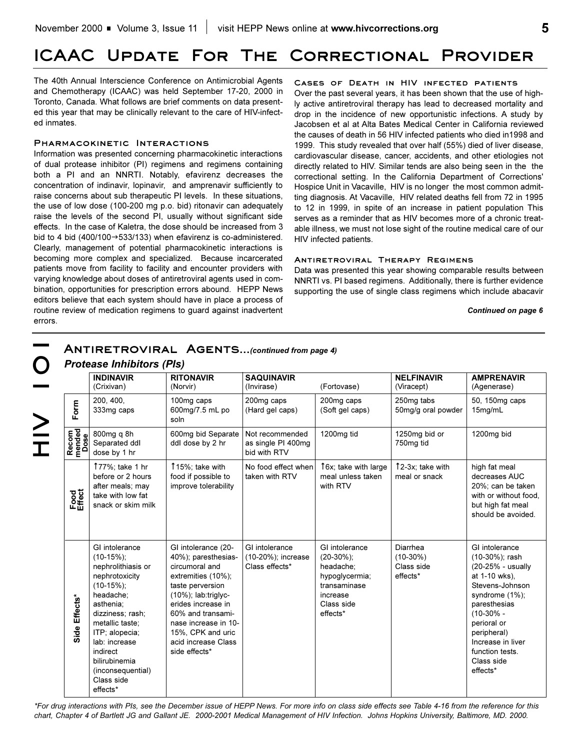# ICAAC Update For The Correctional Provider

The 40th Annual Interscience Conference on Antimicrobial Agents and Chemotherapy (ICAAC) was held September 17-20, 2000 in Toronto, Canada. What follows are brief comments on data presented this year that may be clinically relevant to the care of HIV-infected inmates.

### Pharmacokinetic Interactions

Information was presented concerning pharmacokinetic interactions of dual protease inhibitor (PI) regimens and regimens containing both a PI and an NNRTI. Notably, efavirenz decreases the concentration of indinavir, lopinavir, and amprenavir sufficiently to raise concerns about sub therapeutic PI levels. In these situations, the use of low dose (100-200 mg p.o. bid) ritonavir can adequately raise the levels of the second PI, usually without significant side effects. In the case of Kaletra, the dose should be increased from 3 bid to 4 bid (400/100→533/133) when efavirenz is co-administered. Clearly, management of potential pharmacokinetic interactions is becoming more complex and specialized. Because incarcerated patients move from facility to facility and encounter providers with varying knowledge about doses of antiretroviral agents used in combination, opportunities for prescription errors abound. HEPP News editors believe that each system should have in place a process of routine review of medication regimens to guard against inadvertent errors.

### Cases of Death in HIV infected patients

Over the past several years, it has been shown that the use of highly active antiretroviral therapy has lead to decreased mortality and drop in the incidence of new opportunistic infections. A study by Jacobsen et al at Alta Bates Medical Center in California reviewed the causes of death in 56 HIV infected patients who died in1998 and 1999. This study revealed that over half (55%) died of liver disease, cardiovascular disease, cancer, accidents, and other etiologies not directly related to HIV. Similar tends are also being seen in the the correctional setting. In the California Department of Corrections' Hospice Unit in Vacaville, HIV is no longer the most common admitting diagnosis. At Vacaville, HIV related deaths fell from 72 in 1995 to 12 in 1999, in spite of an increase in patient population This serves as a reminder that as HIV becomes more of a chronic treatable illness, we must not lose sight of the routine medical care of our HIV infected patients.

### Antiretroviral Therapy Regimens

Data was presented this year showing comparable results between NNRTI vs. PI based regimens. Additionally, there is further evidence supporting the use of single class regimens which include abacavir

*Continued on page 6*

## HIV 101

## Antiretroviral Agents...*(continued from page 4)*

### *Protease Inhibitors (PIs)*

| | **INDINAVIR** (Crixivan) | **RITONAVIR** (Norvir) | **SAQUINAVIR** (Invirase) | (Fortovase) | **NELFINAVIR** (Viracept) | **AMPRENAVIR** (Agenerase) |
|---|---|---|---|---|---|---|
| **Form** | 200, 400, 333mg caps | 100mg caps 600mg/7.5 mL po soln | 200mg caps (Hard gel caps) | 200mg caps (Soft gel caps) | 250mg tabs 50mg/g oral powder | 50, 150mg caps 15mg/mL |
| **Recommended Dose** | 800mg q 8h Separated ddI dose by 1 hr | 600mg bid Separate ddI dose by 2 hr | Not recommended as single PI 400mg bid with RTV | 1200mg tid | 1250mg bid or 750mg tid | 1200mg bid |
| **Food Effect** | ↑77%; take 1 hr before or 2 hours after meals; may take with low fat snack or skim milk | ↑15%; take with food if possible to improve tolerability | No food effect when taken with RTV | ↑6x; take with large meal unless taken with RTV | ↑2-3x; take with meal or snack | high fat meal decreases AUC 20%; can be taken with or without food, but high fat meal should be avoided. |
| **Side Effects*** | GI intolerance (10-15%); nephrolithiasis or nephrotoxicity (10-15%); headache; asthenia; dizziness; rash; metallic taste; ITP; alopecia; lab: increase indirect bilirubinemia (inconsequential) Class side effects* | GI intolerance (20-40%); paresthesias-circumoral and extremities (10%); taste perversion (10%); lab:triglycerides increase in 60% and transaminase increase in 10-15%, CPK and uric acid increase Class side effects* | GI intolerance (10-20%); increase Class effects* | GI intolerance (20-30%); headache; hypoglycermia; transaminase increase Class side effects* | Diarrhea (10-30%) Class side effects* | GI intolerance (10-30%); rash (20-25% - usually at 1-10 wks), Stevens-Johnson syndrome (1%); paresthesias (10-30% - perioral or peripheral) Increase in liver function tests. Class side effects* |

*\*For drug interactions with PIs, see the December issue of HEPP News. For more info on class side effects see Table 4-16 from the reference for this chart, Chapter 4 of Bartlett JG and Gallant JE. 2000-2001 Medical Management of HIV Infection. Johns Hopkins University, Baltimore, MD. 2000.*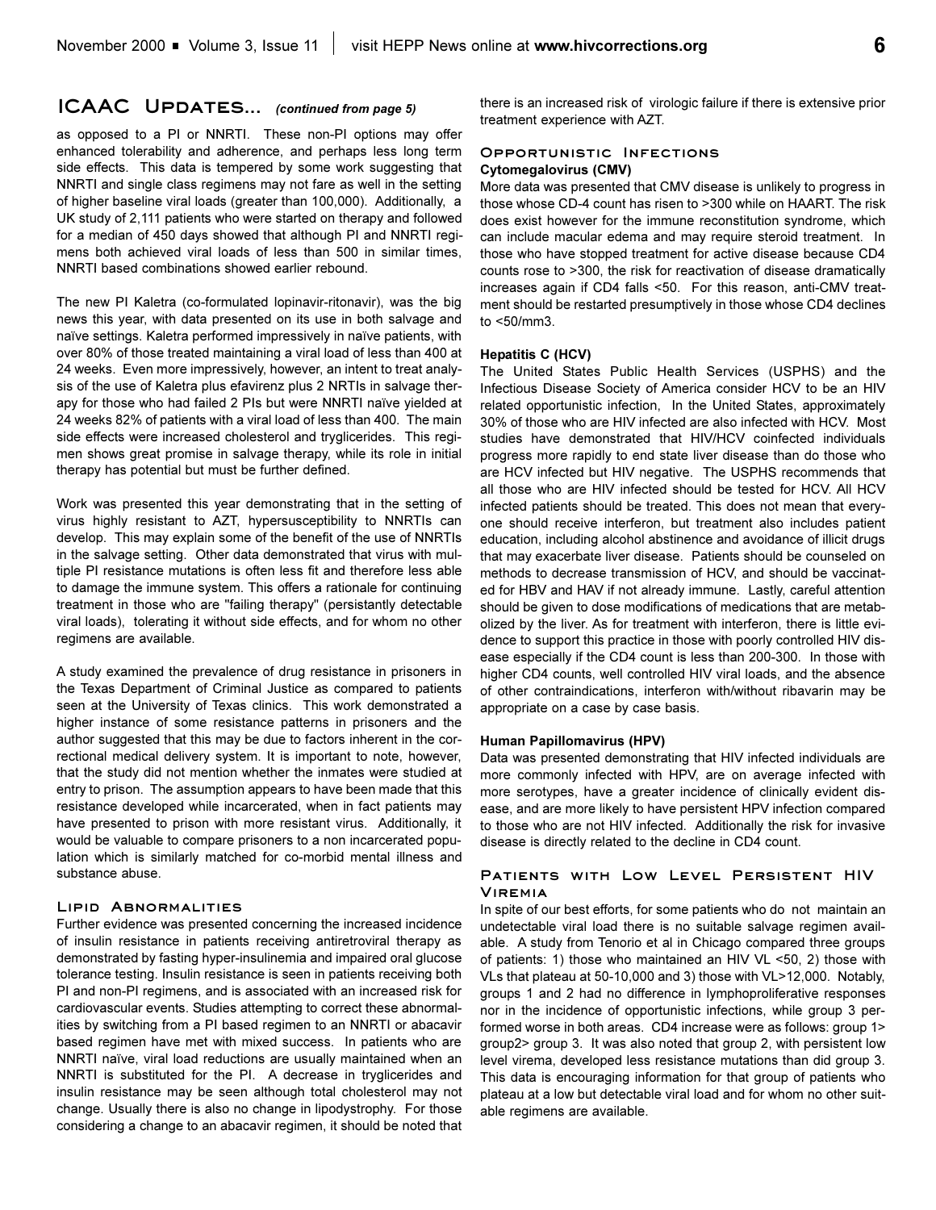## ICAAC Updates... *(continued from page 5)*

as opposed to a PI or NNRTI. These non-PI options may offer enhanced tolerability and adherence, and perhaps less long term side effects. This data is tempered by some work suggesting that NNRTI and single class regimens may not fare as well in the setting of higher baseline viral loads (greater than 100,000). Additionally, a UK study of 2,111 patients who were started on therapy and followed for a median of 450 days showed that although PI and NNRTI regimens both achieved viral loads of less than 500 in similar times, NNRTI based combinations showed earlier rebound.

The new PI Kaletra (co-formulated lopinavir-ritonavir), was the big news this year, with data presented on its use in both salvage and naïve settings. Kaletra performed impressively in naïve patients, with over 80% of those treated maintaining a viral load of less than 400 at 24 weeks. Even more impressively, however, an intent to treat analysis of the use of Kaletra plus efavirenz plus 2 NRTIs in salvage therapy for those who had failed 2 PIs but were NNRTI naïve yielded at 24 weeks 82% of patients with a viral load of less than 400. The main side effects were increased cholesterol and tryglicerides. This regimen shows great promise in salvage therapy, while its role in initial therapy has potential but must be further defined.

Work was presented this year demonstrating that in the setting of virus highly resistant to AZT, hypersusceptibility to NNRTIs can develop. This may explain some of the benefit of the use of NNRTIs in the salvage setting. Other data demonstrated that virus with multiple PI resistance mutations is often less fit and therefore less able to damage the immune system. This offers a rationale for continuing treatment in those who are "failing therapy" (persistantly detectable viral loads), tolerating it without side effects, and for whom no other regimens are available.

A study examined the prevalence of drug resistance in prisoners in the Texas Department of Criminal Justice as compared to patients seen at the University of Texas clinics. This work demonstrated a higher instance of some resistance patterns in prisoners and the author suggested that this may be due to factors inherent in the correctional medical delivery system. It is important to note, however, that the study did not mention whether the inmates were studied at entry to prison. The assumption appears to have been made that this resistance developed while incarcerated, when in fact patients may have presented to prison with more resistant virus. Additionally, it would be valuable to compare prisoners to a non incarcerated population which is similarly matched for co-morbid mental illness and substance abuse.

### Lipid Abnormalities

Further evidence was presented concerning the increased incidence of insulin resistance in patients receiving antiretroviral therapy as demonstrated by fasting hyper-insulinemia and impaired oral glucose tolerance testing. Insulin resistance is seen in patients receiving both PI and non-PI regimens, and is associated with an increased risk for cardiovascular events. Studies attempting to correct these abnormalities by switching from a PI based regimen to an NNRTI or abacavir based regimen have met with mixed success. In patients who are NNRTI naïve, viral load reductions are usually maintained when an NNRTI is substituted for the PI. A decrease in tryglicerides and insulin resistance may be seen although total cholesterol may not change. Usually there is also no change in lipodystrophy. For those considering a change to an abacavir regimen, it should be noted that there is an increased risk of virologic failure if there is extensive prior treatment experience with AZT.

### Opportunistic Infections

**Cytomegalovirus (CMV)**

More data was presented that CMV disease is unlikely to progress in those whose CD-4 count has risen to >300 while on HAART. The risk does exist however for the immune reconstitution syndrome, which can include macular edema and may require steroid treatment. In those who have stopped treatment for active disease because CD4 counts rose to >300, the risk for reactivation of disease dramatically increases again if CD4 falls <50. For this reason, anti-CMV treatment should be restarted presumptively in those whose CD4 declines to <50/mm3.

**Hepatitis C (HCV)**

The United States Public Health Services (USPHS) and the Infectious Disease Society of America consider HCV to be an HIV related opportunistic infection, In the United States, approximately 30% of those who are HIV infected are also infected with HCV. Most studies have demonstrated that HIV/HCV coinfected individuals progress more rapidly to end state liver disease than do those who are HCV infected but HIV negative. The USPHS recommends that all those who are HIV infected should be tested for HCV. All HCV infected patients should be treated. This does not mean that everyone should receive interferon, but treatment also includes patient education, including alcohol abstinence and avoidance of illicit drugs that may exacerbate liver disease. Patients should be counseled on methods to decrease transmission of HCV, and should be vaccinated for HBV and HAV if not already immune. Lastly, careful attention should be given to dose modifications of medications that are metabolized by the liver. As for treatment with interferon, there is little evidence to support this practice in those with poorly controlled HIV disease especially if the CD4 count is less than 200-300. In those with higher CD4 counts, well controlled HIV viral loads, and the absence of other contraindications, interferon with/without ribavarin may be appropriate on a case by case basis.

**Human Papillomavirus (HPV)**

Data was presented demonstrating that HIV infected individuals are more commonly infected with HPV, are on average infected with more serotypes, have a greater incidence of clinically evident disease, and are more likely to have persistent HPV infection compared to those who are not HIV infected. Additionally the risk for invasive disease is directly related to the decline in CD4 count.

### Patients with Low Level Persistent HIV Viremia

In spite of our best efforts, for some patients who do not maintain an undetectable viral load there is no suitable salvage regimen available. A study from Tenorio et al in Chicago compared three groups of patients: 1) those who maintained an HIV VL <50, 2) those with VLs that plateau at 50-10,000 and 3) those with VL>12,000. Notably, groups 1 and 2 had no difference in lymphoproliferative responses nor in the incidence of opportunistic infections, while group 3 performed worse in both areas. CD4 increase were as follows: group 1> group2> group 3. It was also noted that group 2, with persistent low level virema, developed less resistance mutations than did group 3. This data is encouraging information for that group of patients who plateau at a low but detectable viral load and for whom no other suitable regimens are available.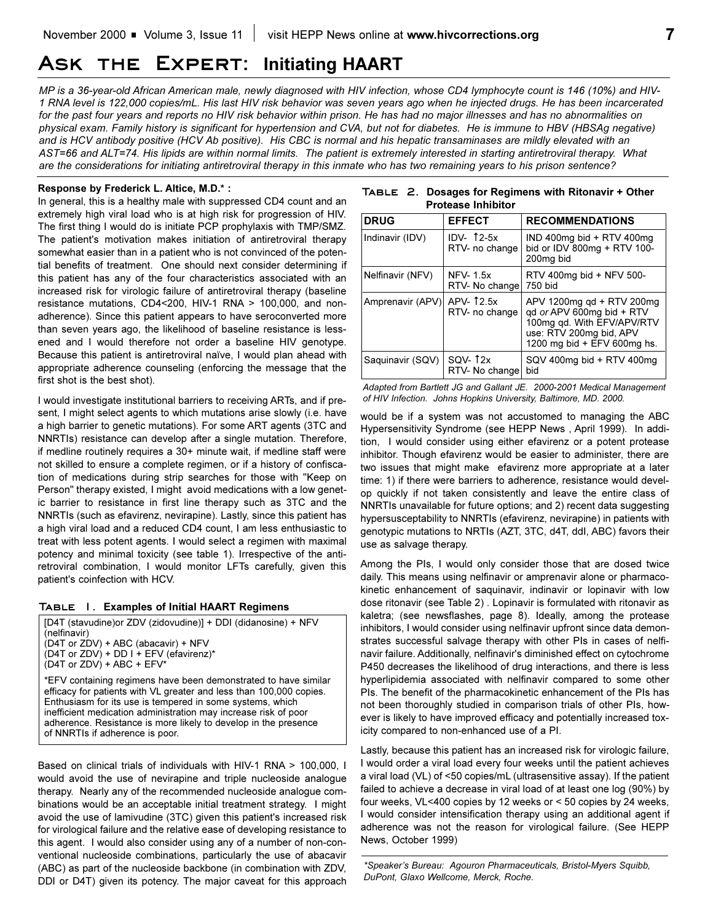# Ask the Expert: Initiating HAART

*MP is a 36-year-old African American male, newly diagnosed with HIV infection, whose CD4 lymphocyte count is 146 (10%) and HIV-1 RNA level is 122,000 copies/mL. His last HIV risk behavior was seven years ago when he injected drugs. He has been incarcerated for the past four years and reports no HIV risk behavior within prison. He has had no major illnesses and has no abnormalities on physical exam. Family history is significant for hypertension and CVA, but not for diabetes. He is immune to HBV (HBSAg negative) and is HCV antibody positive (HCV Ab positive). His CBC is normal and his hepatic transaminases are mildly elevated with an AST=66 and ALT=74. His lipids are within normal limits. The patient is extremely interested in starting antiretroviral therapy. What are the considerations for initiating antiretroviral therapy in this inmate who has two remaining years to his prison sentence?*

**Response by Frederick L. Altice, M.D.\* :**

In general, this is a healthy male with suppressed CD4 count and an extremely high viral load who is at high risk for progression of HIV. The first thing I would do is initiate PCP prophylaxis with TMP/SMZ. The patient's motivation makes initiation of antiretroviral therapy somewhat easier than in a patient who is not convinced of the potential benefits of treatment. One should next consider determining if this patient has any of the four characteristics associated with an increased risk for virologic failure of antiretroviral therapy (baseline resistance mutations, CD4<200, HIV-1 RNA > 100,000, and non-adherence). Since this patient appears to have seroconverted more than seven years ago, the likelihood of baseline resistance is lessened and I would therefore not order a baseline HIV genotype. Because this patient is antiretroviral naïve, I would plan ahead with appropriate adherence counseling (enforcing the message that the first shot is the best shot).

I would investigate institutional barriers to receiving ARTs, and if present, I might select agents to which mutations arise slowly (i.e. have a high barrier to genetic mutations). For some ART agents (3TC and NNRTIs) resistance can develop after a single mutation. Therefore, if medline routinely requires a 30+ minute wait, if medline staff were not skilled to ensure a complete regimen, or if a history of confiscation of medications during strip searches for those with "Keep on Person" therapy existed, I might avoid medications with a low genetic barrier to resistance in first line therapy such as 3TC and the NNRTIs (such as efavirenz, nevirapine). Lastly, since this patient has a high viral load and a reduced CD4 count, I am less enthusiastic to treat with less potent agents. I would select a regimen with maximal potency and minimal toxicity (see table 1). Irrespective of the antiretroviral combination, I would monitor LFTs carefully, given this patient's coinfection with HCV.

**Table 1. Examples of Initial HAART Regimens**

| |
|---|
| [D4T (stavudine)or ZDV (zidovudine)] + DDI (didanosine) + NFV (nelfinavir) |
| (D4T or ZDV) + ABC (abacavir) + NFV |
| (D4T or ZDV) + DD I + EFV (efavirenz)* |
| (D4T or ZDV) + ABC + EFV* |
| *EFV containing regimens have been demonstrated to have similar efficacy for patients with VL greater and less than 100,000 copies. Enthusiasm for its use is tempered in some systems, which inefficient medication administration may increase risk of poor adherence. Resistance is more likely to develop in the presence of NNRTIs if adherence is poor. |

Based on clinical trials of individuals with HIV-1 RNA > 100,000, I would avoid the use of nevirapine and triple nucleoside analogue therapy. Nearly any of the recommended nucleoside analogue combinations would be an acceptable initial treatment strategy. I might avoid the use of lamivudine (3TC) given this patient's increased risk for virological failure and the relative ease of developing resistance to this agent. I would also consider using any of a number of non-conventional nucleoside combinations, particularly the use of abacavir (ABC) as part of the nucleoside backbone (in combination with ZDV, DDI or D4T) given its potency. The major caveat for this approach would be if a system was not accustomed to managing the ABC Hypersensitivity Syndrome (see HEPP News , April 1999). In addition, I would consider using either efavirenz or a potent protease inhibitor. Though efavirenz would be easier to administer, there are two issues that might make efavirenz more appropriate at a later time: 1) if there were barriers to adherence, resistance would develop quickly if not taken consistently and leave the entire class of NNRTIs unavailable for future options; and 2) recent data suggesting hypersusceptability to NNRTIs (efavirenz, nevirapine) in patients with genotypic mutations to NRTIs (AZT, 3TC, d4T, ddI, ABC) favors their use as salvage therapy.

**Table 2. Dosages for Regimens with Ritonavir + Other Protease Inhibitor**

| DRUG | EFFECT | RECOMMENDATIONS |
|---|---|---|
| Indinavir (IDV) | IDV- ↑2-5x RTV- no change | IND 400mg bid + RTV 400mg bid or IDV 800mg + RTV 100-200mg bid |
| Nelfinavir (NFV) | NFV- 1.5x RTV- No change | RTV 400mg bid + NFV 500-750 bid |
| Amprenavir (APV) | APV- ↑2.5x RTV- no change | APV 1200mg qd + RTV 200mg qd *or* APV 600mg bid + RTV 100mg qd. With EFV/APV/RTV use: RTV 200mg bid, APV 1200 mg bid + EFV 600mg hs. |
| Saquinavir (SQV) | SQV- ↑2x RTV- No change | SQV 400mg bid + RTV 400mg bid |

*Adapted from Bartlett JG and Gallant JE. 2000-2001 Medical Management of HIV Infection. Johns Hopkins University, Baltimore, MD. 2000.*

Among the PIs, I would only consider those that are dosed twice daily. This means using nelfinavir or amprenavir alone or pharmacokinetic enhancement of saquinavir, indinavir or lopinavir with low dose ritonavir (see Table 2) . Lopinavir is formulated with ritonavir as kaletra; (see newsflashes, page 8). Ideally, among the protease inhibitors, I would consider using nelfinavir upfront since data demonstrates successful salvage therapy with other PIs in cases of nelfinavir failure. Additionally, nelfinavir's diminished effect on cytochrome P450 decreases the likelihood of drug interactions, and there is less hyperlipidemia associated with nelfinavir compared to some other PIs. The benefit of the pharmacokinetic enhancement of the PIs has not been thoroughly studied in comparison trials of other PIs, however is likely to have improved efficacy and potentially increased toxicity compared to non-enhanced use of a PI.

Lastly, because this patient has an increased risk for virologic failure, I would order a viral load every four weeks until the patient achieves a viral load (VL) of <50 copies/mL (ultrasensitive assay). If the patient failed to achieve a decrease in viral load of at least one log (90%) by four weeks, VL<400 copies by 12 weeks or < 50 copies by 24 weeks, I would consider intensification therapy using an additional agent if adherence was not the reason for virological failure. (See HEPP News, October 1999)

*\*Speaker's Bureau: Agouron Pharmaceuticals, Bristol-Myers Squibb, DuPont, Glaxo Wellcome, Merck, Roche.*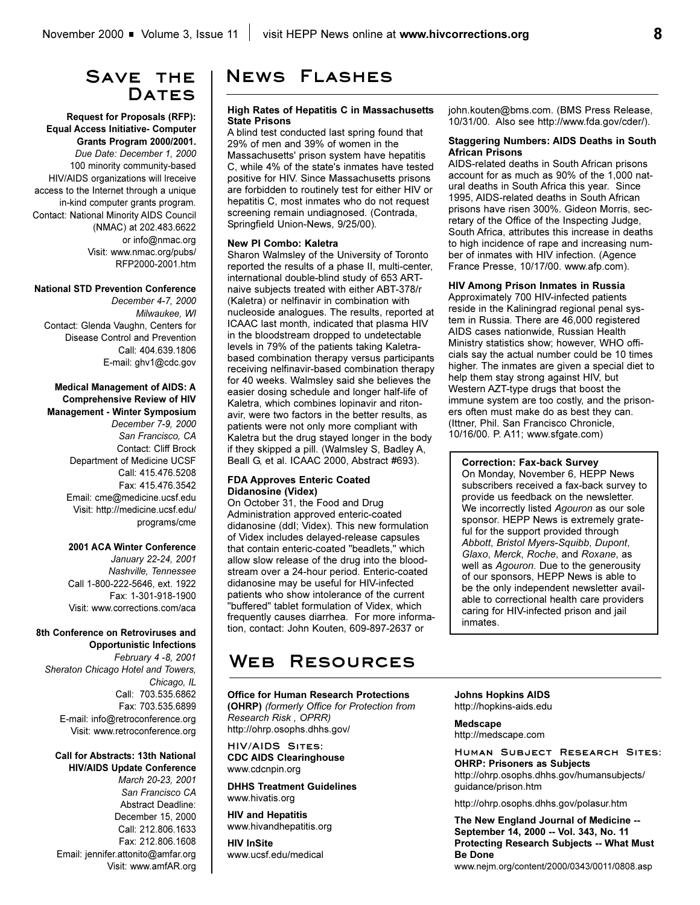## Save the Dates

**Request for Proposals (RFP): Equal Access Initiative- Computer Grants Program 2000/2001.**
*Due Date: December 1, 2000*
100 minority community-based HIV/AIDS organizations will lreceive access to the Internet through a unique in-kind computer grants program.
Contact: National Minority AIDS Council (NMAC) at 202.483.6622 or info@nmac.org
Visit: www.nmac.org/pubs/RFP2000-2001.htm

**National STD Prevention Conference**
*December 4-7, 2000*
*Milwaukee, WI*
Contact: Glenda Vaughn, Centers for Disease Control and Prevention
Call: 404.639.1806
E-mail: ghv1@cdc.gov

**Medical Management of AIDS: A Comprehensive Review of HIV Management - Winter Symposium**
*December 7-9, 2000*
*San Francisco, CA*
Contact: Cliff Brock
Department of Medicine UCSF
Call: 415.476.5208
Fax: 415.476.3542
Email: cme@medicine.ucsf.edu
Visit: http://medicine.ucsf.edu/programs/cme

**2001 ACA Winter Conference**
*January 22-24, 2001*
*Nashville, Tennessee*
Call 1-800-222-5646, ext. 1922
Fax: 1-301-918-1900
Visit: www.corrections.com/aca

**8th Conference on Retroviruses and Opportunistic Infections**
*February 4 -8, 2001*
*Sheraton Chicago Hotel and Towers, Chicago, IL*
Call: 703.535.6862
Fax: 703.535.6899
E-mail: info@retroconference.org
Visit: www.retroconference.org

**Call for Abstracts: 13th National HIV/AIDS Update Conference**
*March 20-23, 2001*
*San Francisco CA*
Abstract Deadline: December 15, 2000
Call: 212.806.1633
Fax: 212.806.1608
Email: jennifer.attonito@amfar.org
Visit: www.amfAR.org

## News Flashes

**High Rates of Hepatitis C in Massachusetts State Prisons**
A blind test conducted last spring found that 29% of men and 39% of women in the Massachusetts' prison system have hepatitis C, while 4% of the state's inmates have tested positive for HIV. Since Massachusetts prisons are forbidden to routinely test for either HIV or hepatitis C, most inmates who do not request screening remain undiagnosed. (Contrada, Springfield Union-News, 9/25/00).

**New PI Combo: Kaletra**
Sharon Walmsley of the University of Toronto reported the results of a phase II, multi-center, international double-blind study of 653 ART-naive subjects treated with either ABT-378/r (Kaletra) or nelfinavir in combination with nucleoside analogues. The results, reported at ICAAC last month, indicated that plasma HIV in the bloodstream dropped to undetectable levels in 79% of the patients taking Kaletra-based combination therapy versus participants receiving nelfinavir-based combination therapy for 40 weeks. Walmsley said she believes the easier dosing schedule and longer half-life of Kaletra, which combines lopinavir and ritonavir, were two factors in the better results, as patients were not only more compliant with Kaletra but the drug stayed longer in the body if they skipped a pill. (Walmsley S, Badley A, Beall G, et al. ICAAC 2000, Abstract #693).

**FDA Approves Enteric Coated Didanosine (Videx)**
On October 31, the Food and Drug Administration approved enteric-coated didanosine (ddI; Videx). This new formulation of Videx includes delayed-release capsules that contain enteric-coated "beadlets," which allow slow release of the drug into the bloodstream over a 24-hour period. Enteric-coated didanosine may be useful for HIV-infected patients who show intolerance of the current "buffered" tablet formulation of Videx, which frequently causes diarrhea. For more information, contact: John Kouten, 609-897-2637 or john.kouten@bms.com. (BMS Press Release, 10/31/00. Also see http://www.fda.gov/cder/).

**Staggering Numbers: AIDS Deaths in South African Prisons**
AIDS-related deaths in South African prisons account for as much as 90% of the 1,000 natural deaths in South Africa this year. Since 1995, AIDS-related deaths in South African prisons have risen 300%. Gideon Morris, secretary of the Office of the Inspecting Judge, South Africa, attributes this increase in deaths to high incidence of rape and increasing number of inmates with HIV infection. (Agence France Presse, 10/17/00. www.afp.com).

**HIV Among Prison Inmates in Russia**
Approximately 700 HIV-infected patients reside in the Kaliningrad regional penal system in Russia. There are 46,000 registered AIDS cases nationwide, Russian Health Ministry statistics show; however, WHO officials say the actual number could be 10 times higher. The inmates are given a special diet to help them stay strong against HIV, but Western AZT-type drugs that boost the immune system are too costly, and the prisoners often must make do as best they can. (Ittner, Phil. San Francisco Chronicle, 10/16/00. P. A11; www.sfgate.com)

**Correction: Fax-back Survey**
On Monday, November 6, HEPP News subscribers received a fax-back survey to provide us feedback on the newsletter. We incorrectly listed *Agouron* as our sole sponsor. HEPP News is extremely grateful for the support provided through *Abbott*, *Bristol Myers-Squibb*, *Dupont*, *Glaxo*, *Merck*, *Roche*, and *Roxane*, as well as *Agouron*. Due to the generousity of our sponsors, HEPP News is able to be the only independent newsletter available to correctional health care providers caring for HIV-infected prison and jail inmates.

## Web Resources

**Office for Human Research Protections (OHRP)** *(formerly Office for Protection from Research Risk , OPRR)*
http://ohrp.osophs.dhhs.gov/

### HIV/AIDS Sites:

**CDC AIDS Clearinghouse**
www.cdcnpin.org

**DHHS Treatment Guidelines**
www.hivatis.org

**HIV and Hepatitis**
www.hivandhepatitis.org

**HIV InSite**
www.ucsf.edu/medical

**Johns Hopkins AIDS**
http://hopkins-aids.edu

**Medscape**
http://medscape.com

### Human Subject Research Sites:

**OHRP: Prisoners as Subjects**
http://ohrp.osophs.dhhs.gov/humansubjects/guidance/prison.htm

http://ohrp.osophs.dhhs.gov/polasur.htm

**The New England Journal of Medicine -- September 14, 2000 -- Vol. 343, No. 11 Protecting Research Subjects -- What Must Be Done**
www.nejm.org/content/2000/0343/0011/0808.asp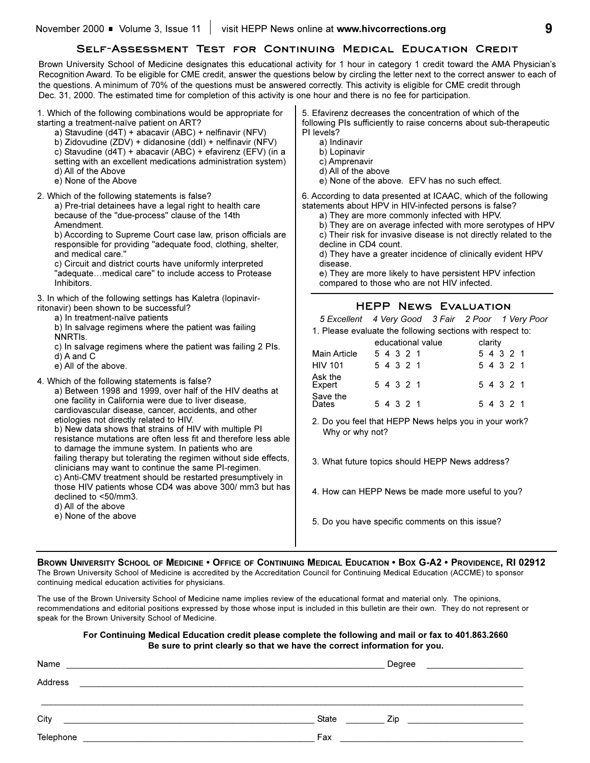## Self-Assessment Test for Continuing Medical Education Credit

Brown University School of Medicine designates this educational activity for 1 hour in category 1 credit toward the AMA Physician's Recognition Award. To be eligible for CME credit, answer the questions below by circling the letter next to the correct answer to each of the questions. A minimum of 70% of the questions must be answered correctly. This activity is eligible for CME credit through Dec. 31, 2000. The estimated time for completion of this activity is one hour and there is no fee for participation.

1. Which of the following combinations would be appropriate for starting a treatment-naïve patient on ART?
   - a) Stavudine (d4T) + abacavir (ABC) + nelfinavir (NFV)
   - b) Zidovudine (ZDV) + didanosine (ddI) + nelfinavir (NFV)
   - c) Stavudine (d4T) + abacavir (ABC) + efavirenz (EFV) (in a setting with an excellent medications administration system)
   - d) All of the Above
   - e) None of the Above

2. Which of the following statements is false?
   - a) Pre-trial detainees have a legal right to health care because of the "due-process" clause of the 14th Amendment.
   - b) According to Supreme Court case law, prison officials are responsible for providing "adequate food, clothing, shelter, and medical care."
   - c) Circuit and district courts have uniformly interpreted "adequate…medical care" to include access to Protease Inhibitors.

3. In which of the following settings has Kaletra (lopinavir-ritonavir) been shown to be successful?
   - a) In treatment-naïve patients
   - b) In salvage regimens where the patient was failing NNRTIs.
   - c) In salvage regimens where the patient was failing 2 PIs.
   - d) A and C
   - e) All of the above.

4. Which of the following statements is false?
   - a) Between 1998 and 1999, over half of the HIV deaths at one facility in California were due to liver disease, cardiovascular disease, cancer, accidents, and other etiologies not directly related to HIV.
   - b) New data shows that strains of HIV with multiple PI resistance mutations are often less fit and therefore less able to damage the immune system. In patients who are failing therapy but tolerating the regimen without side effects, clinicians may want to continue the same PI-regimen.
   - c) Anti-CMV treatment should be restarted presumptively in those HIV patients whose CD4 was above 300/ mm3 but has declined to <50/mm3.
   - d) All of the above
   - e) None of the above

5. Efavirenz decreases the concentration of which of the following PIs sufficiently to raise concerns about sub-therapeutic PI levels?
   - a) Indinavir
   - b) Lopinavir
   - c) Amprenavir
   - d) All of the above
   - e) None of the above. EFV has no such effect.

6. According to data presented at ICAAC, which of the following statements about HPV in HIV-infected persons is false?
   - a) They are more commonly infected with HPV.
   - b) They are on average infected with more serotypes of HPV
   - c) Their risk for invasive disease is not directly related to the decline in CD4 count.
   - d) They have a greater incidence of clinically evident HPV disease.
   - e) They are more likely to have persistent HPV infection compared to those who are not HIV infected.

## HEPP News Evaluation

*5 Excellent 4 Very Good 3 Fair 2 Poor 1 Very Poor*

1. Please evaluate the following sections with respect to:

| | educational value | clarity |
|---|---|---|
| Main Article | 5 4 3 2 1 | 5 4 3 2 1 |
| HIV 101 | 5 4 3 2 1 | 5 4 3 2 1 |
| Ask the Expert | 5 4 3 2 1 | 5 4 3 2 1 |
| Save the Dates | 5 4 3 2 1 | 5 4 3 2 1 |

2. Do you feel that HEPP News helps you in your work? Why or why not?

3. What future topics should HEPP News address?

4. How can HEPP News be made more useful to you?

5. Do you have specific comments on this issue?

**Brown University School of Medicine • Office of Continuing Medical Education • Box G-A2 • Providence, RI 02912**

The Brown University School of Medicine is accredited by the Accreditation Council for Continuing Medical Education (ACCME) to sponsor continuing medical education activities for physicians.

The use of the Brown University School of Medicine name implies review of the educational format and material only. The opinions, recommendations and editorial positions expressed by those whose input is included in this bulletin are their own. They do not represent or speak for the Brown University School of Medicine.

**For Continuing Medical Education credit please complete the following and mail or fax to 401.863.2660**
**Be sure to print clearly so that we have the correct information for you.**

Name ______________________________ Degree ______________

Address ______________________________

______________________________

City ______________________________ State ________ Zip ______________

Telephone ______________________________ Fax ______________________________